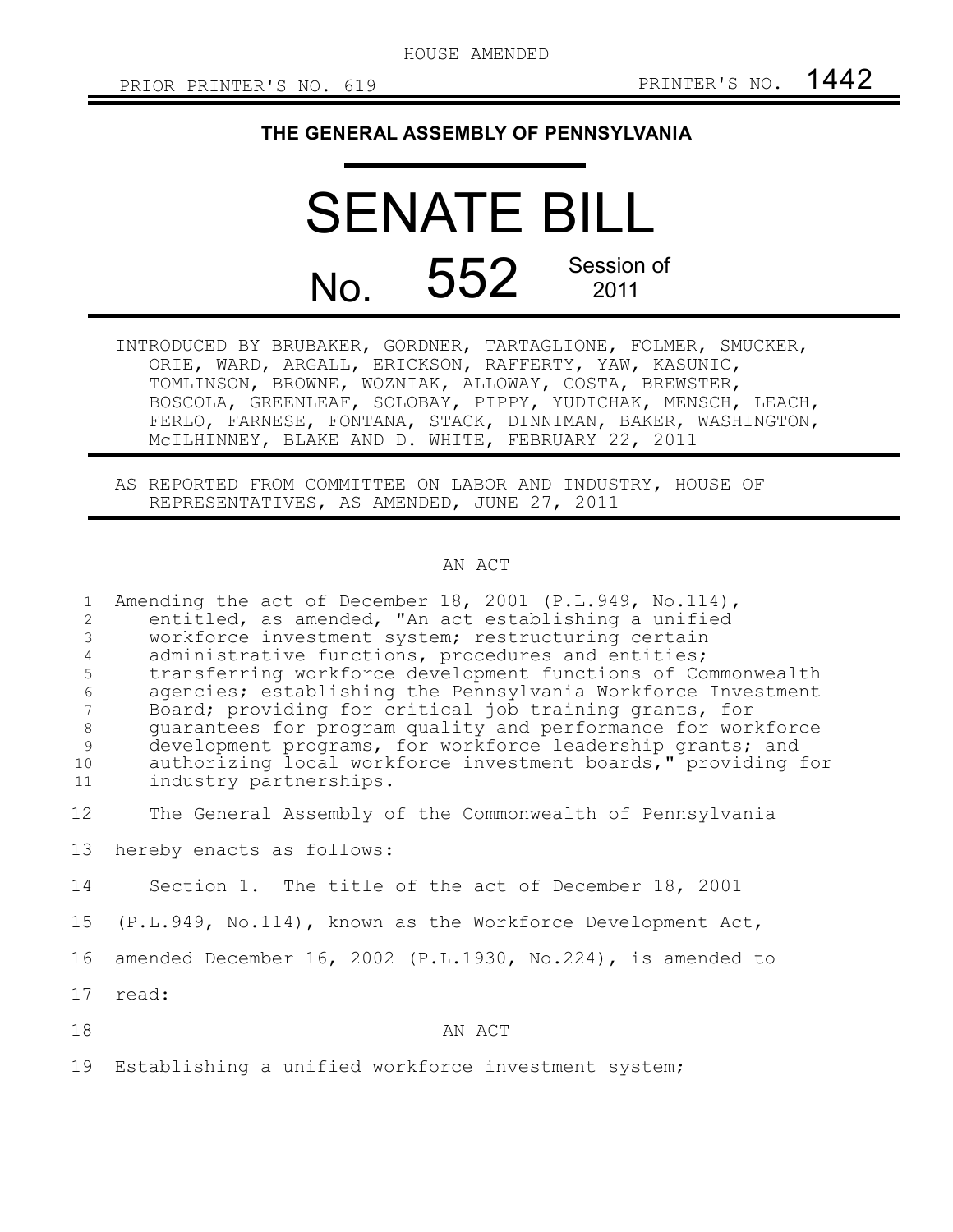HOUSE AMENDED

PRIOR PRINTER'S NO. 619 PRINTER'S NO. 1442

# THE GENERAL ASSEMBLY OF PENNSYLVANIA

# SENATE BILL

## No. 552 Session of 2011

INTRODUCED BY BRUBAKER, GORDNER, TARTAGLIONE, FOLMER, SMUCKER, ORIE, WARD, ARGALL, ERICKSON, RAFFERTY, YAW, KASUNIC, TOMLINSON, BROWNE, WOZNIAK, ALLOWAY, COSTA, BREWSTER, BOSCOLA, GREENLEAF, SOLOBAY, PIPPY, YUDICHAK, MENSCH, LEACH, FERLO, FARNESE, FONTANA, STACK, DINNIMAN, BAKER, WASHINGTON, McILHINNEY, BLAKE AND D. WHITE, FEBRUARY 22, 2011

AS REPORTED FROM COMMITTEE ON LABOR AND INDUSTRY, HOUSE OF REPRESENTATIVES, AS AMENDED, JUNE 27, 2011

AN ACT

1 Amending the act of December 18, 2001 (P.L.949, No.114),
2 entitled, as amended, "An act establishing a unified
3 workforce investment system; restructuring certain
4 administrative functions, procedures and entities;
5 transferring workforce development functions of Commonwealth
6 agencies; establishing the Pennsylvania Workforce Investment
7 Board; providing for critical job training grants, for
8 guarantees for program quality and performance for workforce
9 development programs, for workforce leadership grants; and
10 authorizing local workforce investment boards," providing for
11 industry partnerships.

12 The General Assembly of the Commonwealth of Pennsylvania
13 hereby enacts as follows:

14 Section 1. The title of the act of December 18, 2001
15 (P.L.949, No.114), known as the Workforce Development Act,
16 amended December 16, 2002 (P.L.1930, No.224), is amended to
17 read:

18 AN ACT

19 Establishing a unified workforce investment system;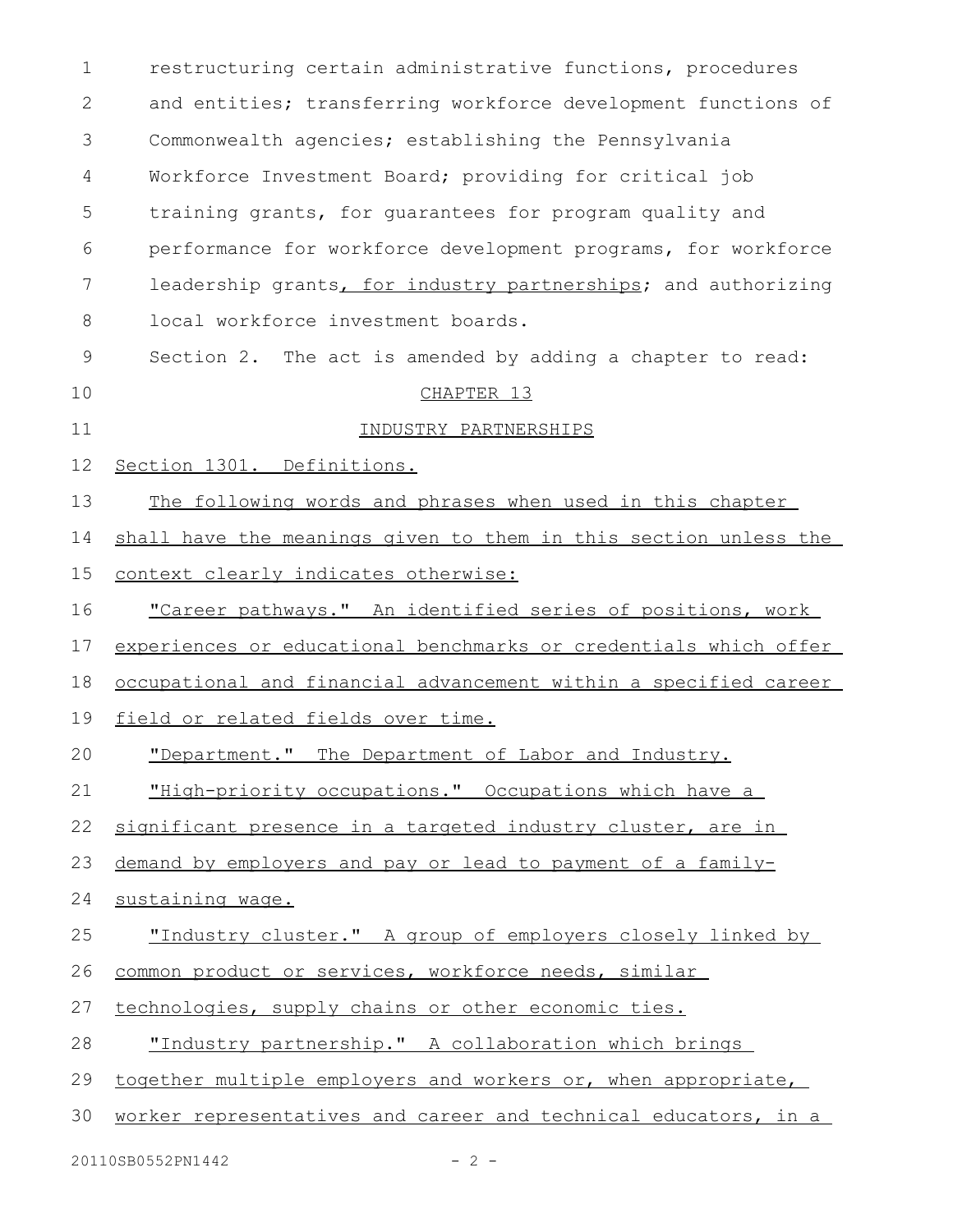restructuring certain administrative functions, procedures and entities; transferring workforce development functions of Commonwealth agencies; establishing the Pennsylvania Workforce Investment Board; providing for critical job training grants, for guarantees for program quality and performance for workforce development programs, for workforce leadership grants, for industry partnerships; and authorizing local workforce investment boards.

Section 2. The act is amended by adding a chapter to read:

CHAPTER 13

INDUSTRY PARTNERSHIPS

Section 1301. Definitions.

The following words and phrases when used in this chapter shall have the meanings given to them in this section unless the context clearly indicates otherwise:

"Career pathways." An identified series of positions, work experiences or educational benchmarks or credentials which offer occupational and financial advancement within a specified career field or related fields over time.

"Department." The Department of Labor and Industry.

"High-priority occupations." Occupations which have a significant presence in a targeted industry cluster, are in demand by employers and pay or lead to payment of a family-sustaining wage.

"Industry cluster." A group of employers closely linked by common product or services, workforce needs, similar technologies, supply chains or other economic ties.

"Industry partnership." A collaboration which brings together multiple employers and workers or, when appropriate, worker representatives and career and technical educators, in a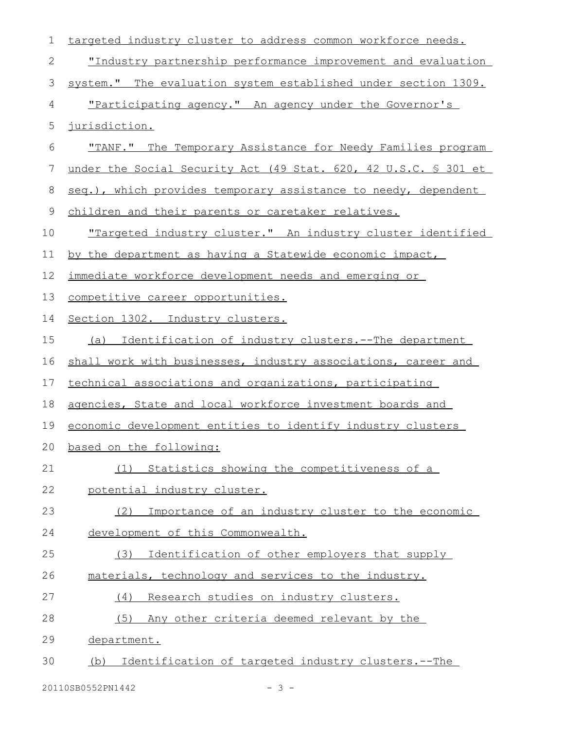targeted industry cluster to address common workforce needs.

"Industry partnership performance improvement and evaluation system." The evaluation system established under section 1309.

"Participating agency." An agency under the Governor's jurisdiction.

"TANF." The Temporary Assistance for Needy Families program under the Social Security Act (49 Stat. 620, 42 U.S.C. § 301 et seq.), which provides temporary assistance to needy, dependent children and their parents or caretaker relatives.

"Targeted industry cluster." An industry cluster identified by the department as having a Statewide economic impact, immediate workforce development needs and emerging or competitive career opportunities.

Section 1302. Industry clusters.

(a) Identification of industry clusters.--The department shall work with businesses, industry associations, career and technical associations and organizations, participating agencies, State and local workforce investment boards and economic development entities to identify industry clusters based on the following:

(1) Statistics showing the competitiveness of a potential industry cluster.

(2) Importance of an industry cluster to the economic development of this Commonwealth.

(3) Identification of other employers that supply materials, technology and services to the industry.

(4) Research studies on industry clusters.

(5) Any other criteria deemed relevant by the department.

(b) Identification of targeted industry clusters.--The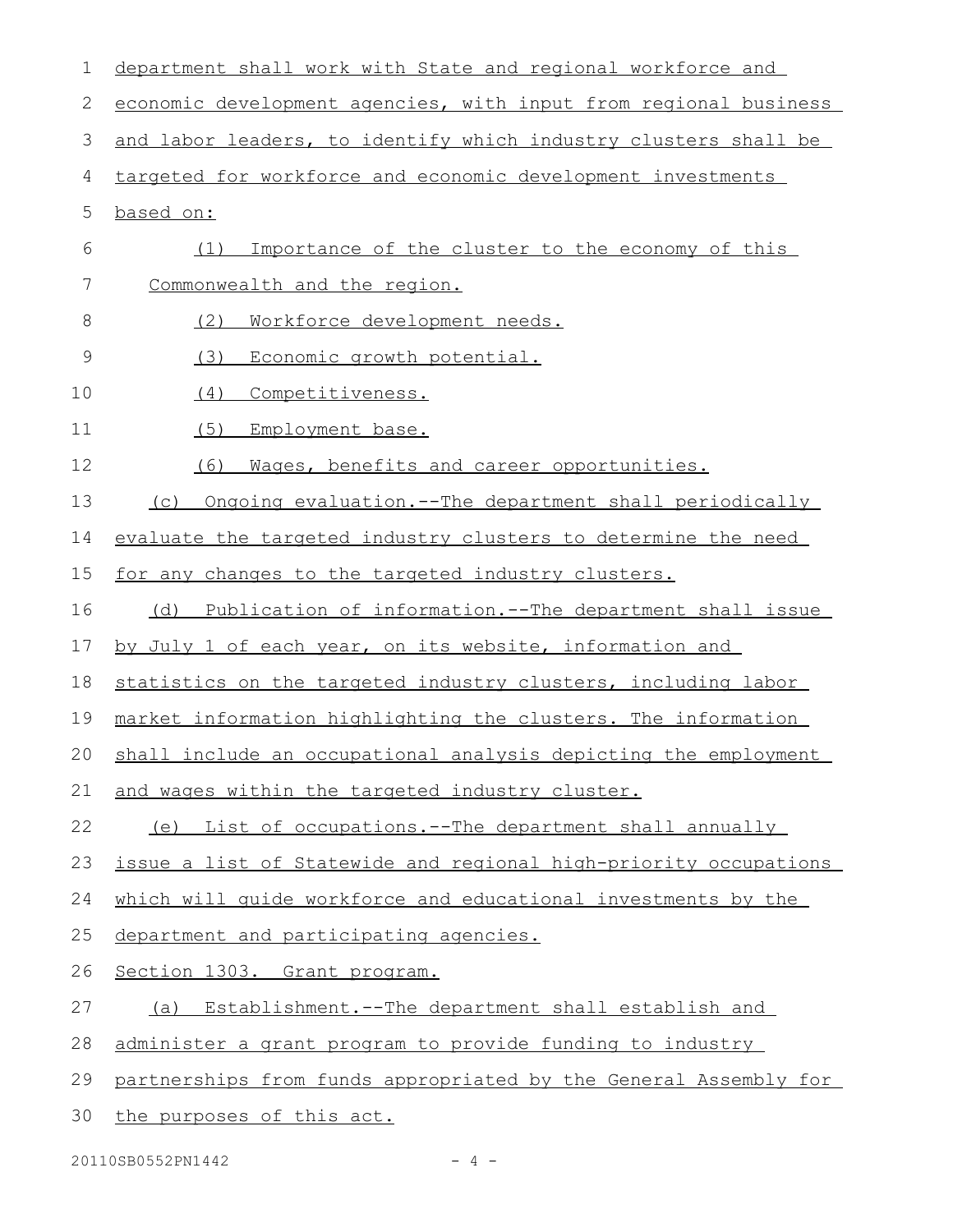department shall work with State and regional workforce and economic development agencies, with input from regional business and labor leaders, to identify which industry clusters shall be targeted for workforce and economic development investments based on:

(1) Importance of the cluster to the economy of this Commonwealth and the region.

(2) Workforce development needs.

(3) Economic growth potential.

(4) Competitiveness.

(5) Employment base.

(6) Wages, benefits and career opportunities.

(c) Ongoing evaluation.--The department shall periodically evaluate the targeted industry clusters to determine the need for any changes to the targeted industry clusters.

(d) Publication of information.--The department shall issue by July 1 of each year, on its website, information and statistics on the targeted industry clusters, including labor market information highlighting the clusters. The information shall include an occupational analysis depicting the employment and wages within the targeted industry cluster.

(e) List of occupations.--The department shall annually issue a list of Statewide and regional high-priority occupations which will guide workforce and educational investments by the department and participating agencies.

Section 1303. Grant program.

(a) Establishment.--The department shall establish and administer a grant program to provide funding to industry partnerships from funds appropriated by the General Assembly for the purposes of this act.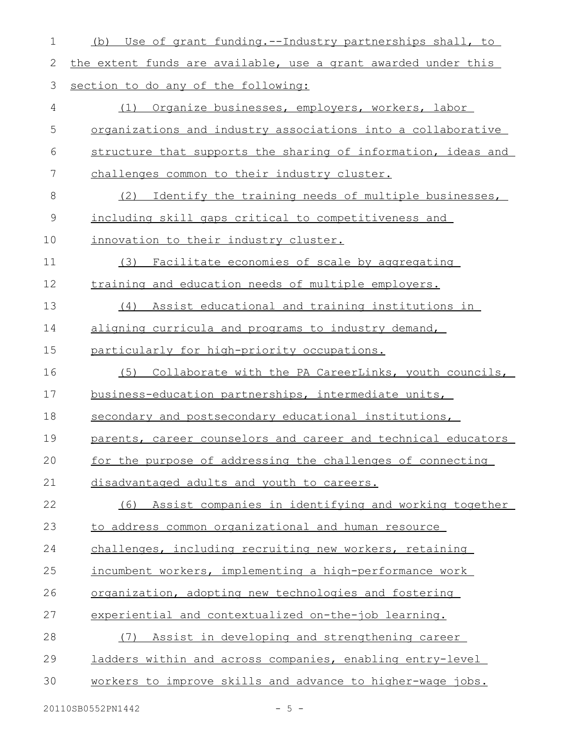(b) Use of grant funding.--Industry partnerships shall, to the extent funds are available, use a grant awarded under this section to do any of the following:

(1) Organize businesses, employers, workers, labor organizations and industry associations into a collaborative structure that supports the sharing of information, ideas and challenges common to their industry cluster.

(2) Identify the training needs of multiple businesses, including skill gaps critical to competitiveness and innovation to their industry cluster.

(3) Facilitate economies of scale by aggregating training and education needs of multiple employers.

(4) Assist educational and training institutions in aligning curricula and programs to industry demand, particularly for high-priority occupations.

(5) Collaborate with the PA CareerLinks, youth councils, business-education partnerships, intermediate units, secondary and postsecondary educational institutions, parents, career counselors and career and technical educators for the purpose of addressing the challenges of connecting disadvantaged adults and youth to careers.

(6) Assist companies in identifying and working together to address common organizational and human resource challenges, including recruiting new workers, retaining incumbent workers, implementing a high-performance work organization, adopting new technologies and fostering experiential and contextualized on-the-job learning.

(7) Assist in developing and strengthening career ladders within and across companies, enabling entry-level workers to improve skills and advance to higher-wage jobs.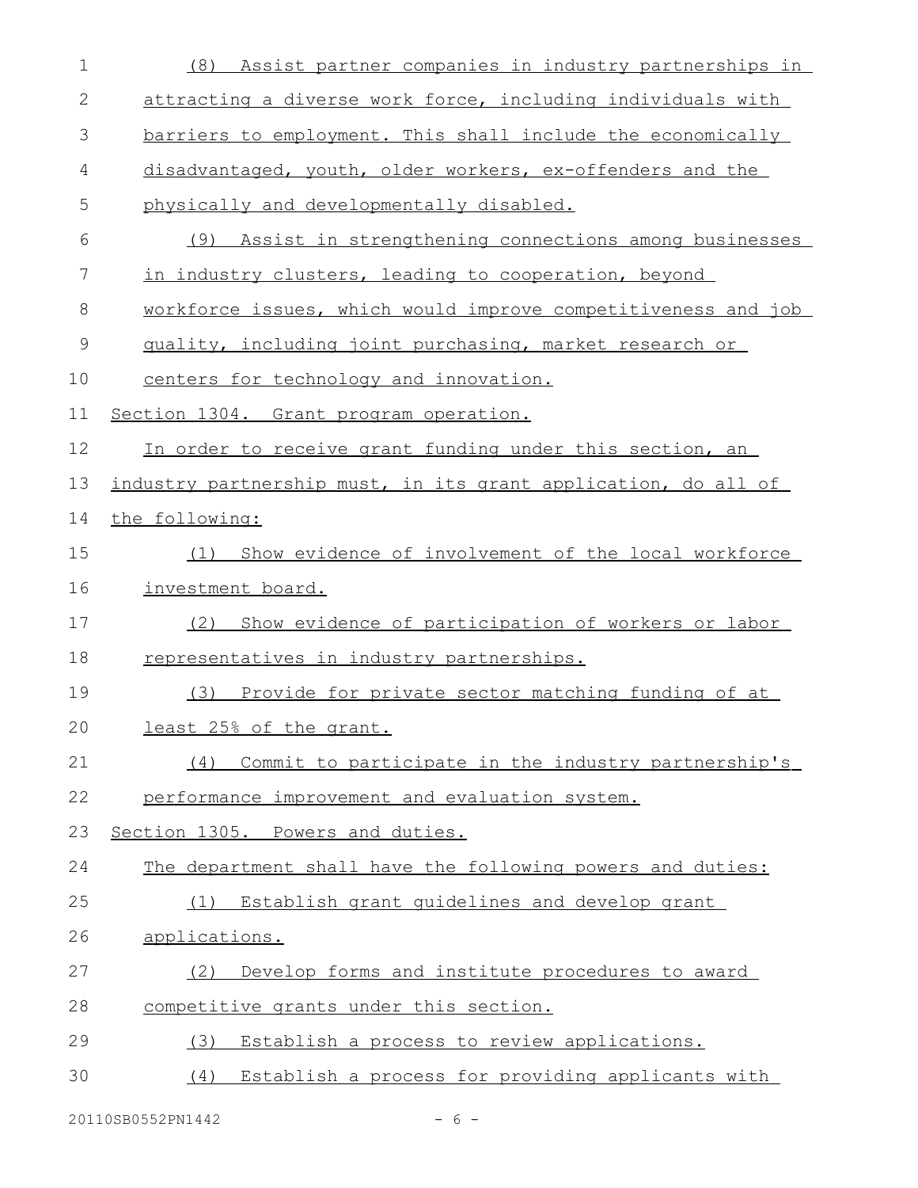(8) Assist partner companies in industry partnerships in attracting a diverse work force, including individuals with barriers to employment. This shall include the economically disadvantaged, youth, older workers, ex-offenders and the physically and developmentally disabled.

(9) Assist in strengthening connections among businesses in industry clusters, leading to cooperation, beyond workforce issues, which would improve competitiveness and job quality, including joint purchasing, market research or centers for technology and innovation.

Section 1304. Grant program operation.

In order to receive grant funding under this section, an industry partnership must, in its grant application, do all of the following:

(1) Show evidence of involvement of the local workforce investment board.

(2) Show evidence of participation of workers or labor representatives in industry partnerships.

(3) Provide for private sector matching funding of at least 25% of the grant.

(4) Commit to participate in the industry partnership's performance improvement and evaluation system.

Section 1305. Powers and duties.

The department shall have the following powers and duties:

(1) Establish grant guidelines and develop grant applications.

(2) Develop forms and institute procedures to award competitive grants under this section.

(3) Establish a process to review applications.

(4) Establish a process for providing applicants with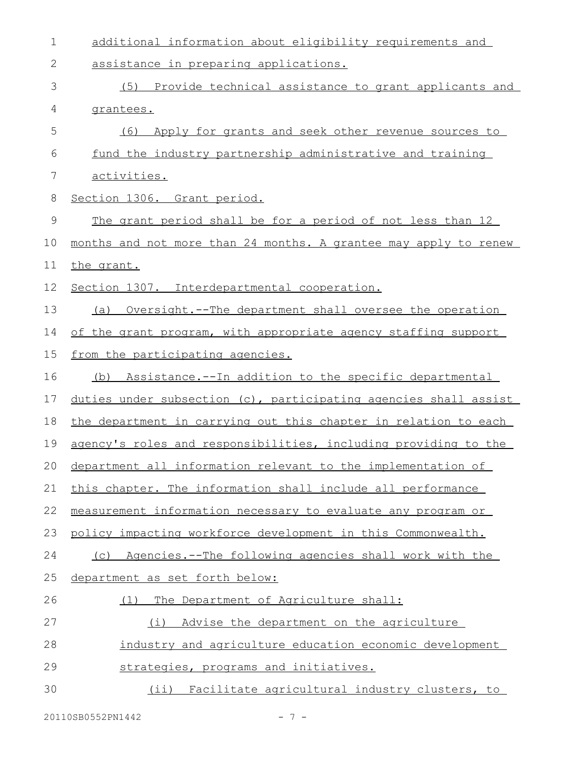additional information about eligibility requirements and assistance in preparing applications.

(5) Provide technical assistance to grant applicants and grantees.

(6) Apply for grants and seek other revenue sources to fund the industry partnership administrative and training activities.

Section 1306. Grant period.

The grant period shall be for a period of not less than 12 months and not more than 24 months. A grantee may apply to renew the grant.

Section 1307. Interdepartmental cooperation.

(a) Oversight.--The department shall oversee the operation of the grant program, with appropriate agency staffing support from the participating agencies.

(b) Assistance.--In addition to the specific departmental duties under subsection (c), participating agencies shall assist the department in carrying out this chapter in relation to each agency's roles and responsibilities, including providing to the department all information relevant to the implementation of this chapter. The information shall include all performance measurement information necessary to evaluate any program or policy impacting workforce development in this Commonwealth.

(c) Agencies.--The following agencies shall work with the department as set forth below:

(1) The Department of Agriculture shall:

(i) Advise the department on the agriculture industry and agriculture education economic development strategies, programs and initiatives.

(ii) Facilitate agricultural industry clusters, to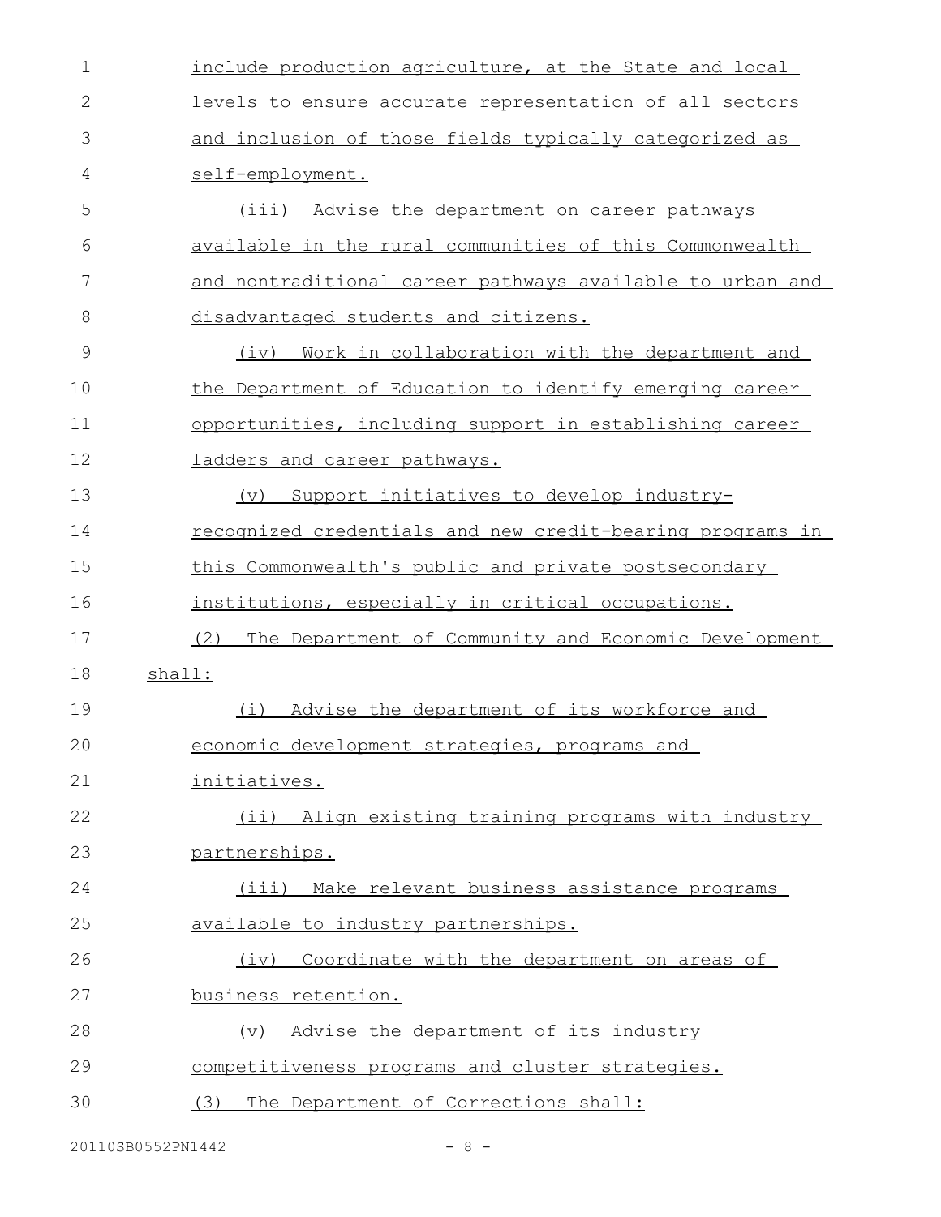include production agriculture, at the State and local levels to ensure accurate representation of all sectors and inclusion of those fields typically categorized as self-employment.

(iii) Advise the department on career pathways available in the rural communities of this Commonwealth and nontraditional career pathways available to urban and disadvantaged students and citizens.

(iv) Work in collaboration with the department and the Department of Education to identify emerging career opportunities, including support in establishing career ladders and career pathways.

(v) Support initiatives to develop industry-recognized credentials and new credit-bearing programs in this Commonwealth's public and private postsecondary institutions, especially in critical occupations.

(2) The Department of Community and Economic Development shall:

(i) Advise the department of its workforce and economic development strategies, programs and initiatives.

(ii) Align existing training programs with industry partnerships.

(iii) Make relevant business assistance programs available to industry partnerships.

(iv) Coordinate with the department on areas of business retention.

(v) Advise the department of its industry competitiveness programs and cluster strategies.

(3) The Department of Corrections shall: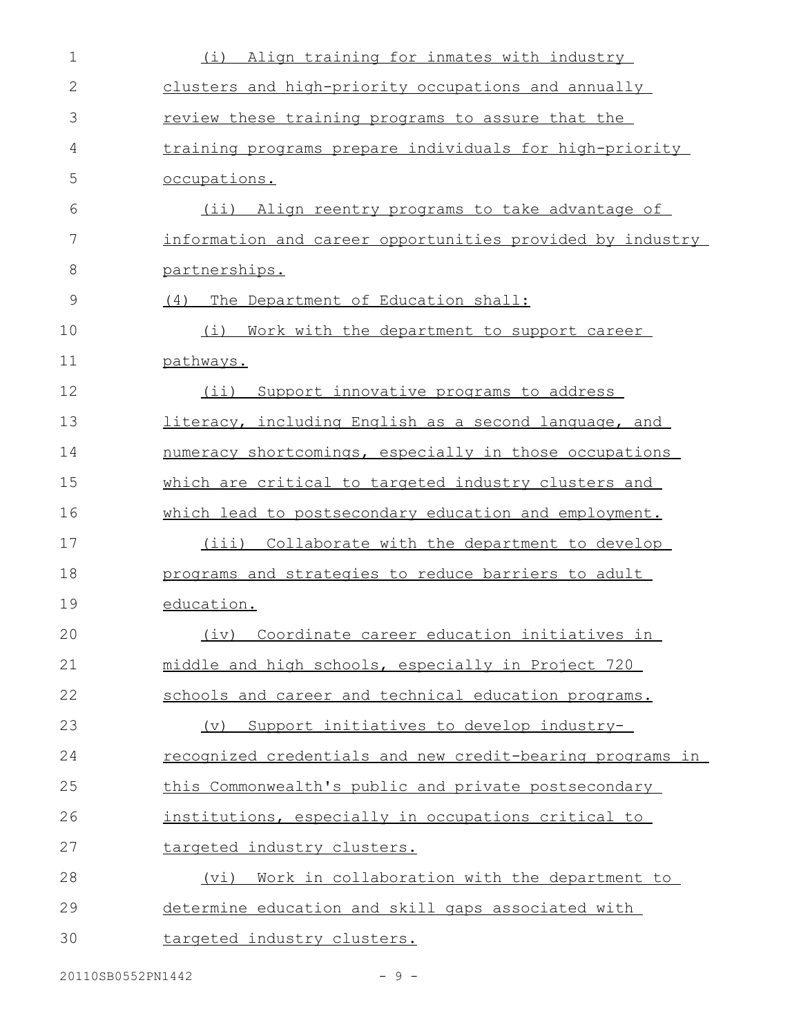(i) Align training for inmates with industry clusters and high-priority occupations and annually review these training programs to assure that the training programs prepare individuals for high-priority occupations.

(ii) Align reentry programs to take advantage of information and career opportunities provided by industry partnerships.

(4) The Department of Education shall:

(i) Work with the department to support career pathways.

(ii) Support innovative programs to address literacy, including English as a second language, and numeracy shortcomings, especially in those occupations which are critical to targeted industry clusters and which lead to postsecondary education and employment.

(iii) Collaborate with the department to develop programs and strategies to reduce barriers to adult education.

(iv) Coordinate career education initiatives in middle and high schools, especially in Project 720 schools and career and technical education programs.

(v) Support initiatives to develop industry-recognized credentials and new credit-bearing programs in this Commonwealth's public and private postsecondary institutions, especially in occupations critical to targeted industry clusters.

(vi) Work in collaboration with the department to determine education and skill gaps associated with targeted industry clusters.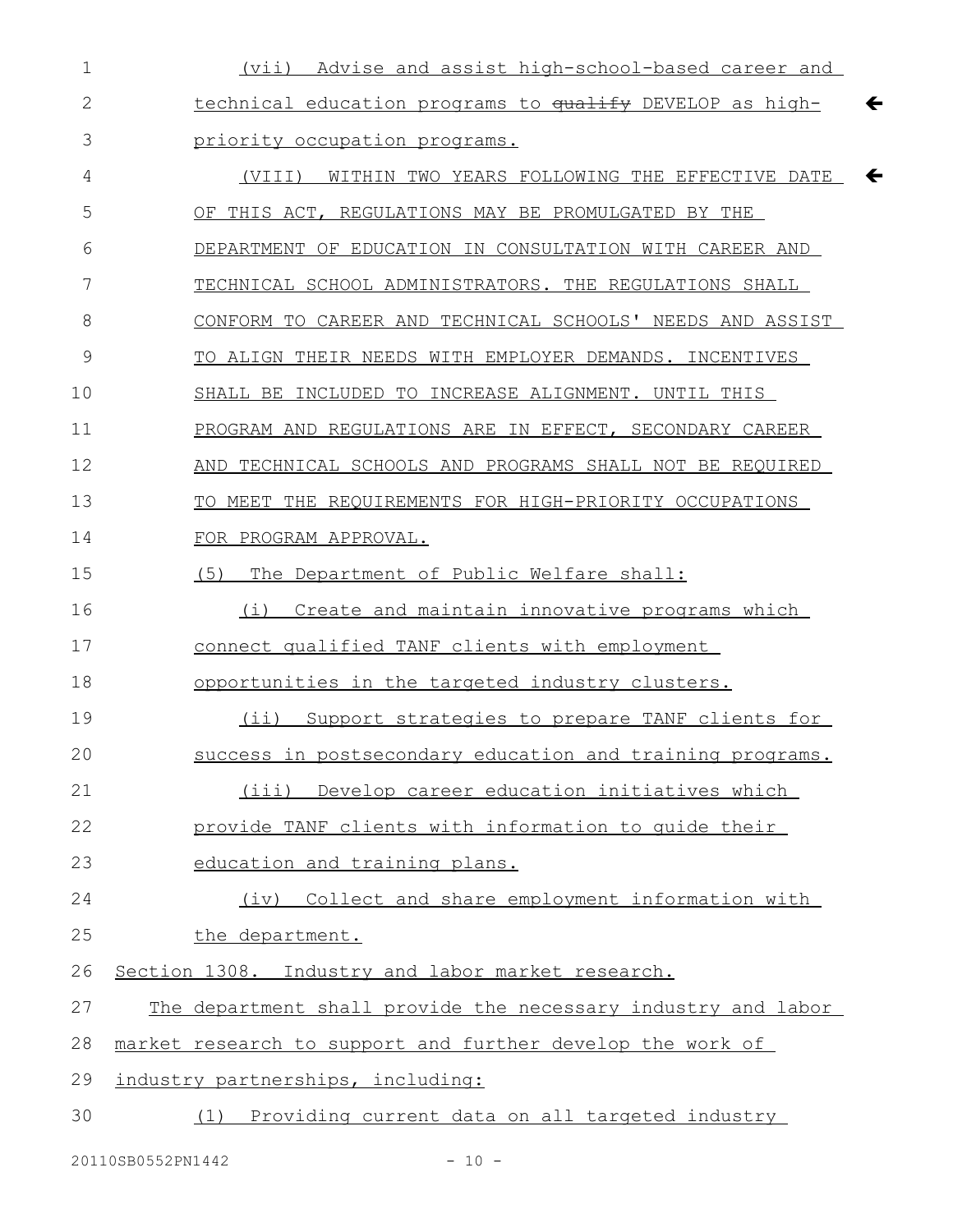(vii) Advise and assist high-school-based career and technical education programs to ~~qualify~~ DEVELOP as high-priority occupation programs.

(VIII) WITHIN TWO YEARS FOLLOWING THE EFFECTIVE DATE OF THIS ACT, REGULATIONS MAY BE PROMULGATED BY THE DEPARTMENT OF EDUCATION IN CONSULTATION WITH CAREER AND TECHNICAL SCHOOL ADMINISTRATORS. THE REGULATIONS SHALL CONFORM TO CAREER AND TECHNICAL SCHOOLS' NEEDS AND ASSIST TO ALIGN THEIR NEEDS WITH EMPLOYER DEMANDS. INCENTIVES SHALL BE INCLUDED TO INCREASE ALIGNMENT. UNTIL THIS PROGRAM AND REGULATIONS ARE IN EFFECT, SECONDARY CAREER AND TECHNICAL SCHOOLS AND PROGRAMS SHALL NOT BE REQUIRED TO MEET THE REQUIREMENTS FOR HIGH-PRIORITY OCCUPATIONS FOR PROGRAM APPROVAL.

(5) The Department of Public Welfare shall:

(i) Create and maintain innovative programs which connect qualified TANF clients with employment opportunities in the targeted industry clusters.

(ii) Support strategies to prepare TANF clients for success in postsecondary education and training programs.

(iii) Develop career education initiatives which provide TANF clients with information to guide their education and training plans.

(iv) Collect and share employment information with the department.

Section 1308. Industry and labor market research.

The department shall provide the necessary industry and labor market research to support and further develop the work of industry partnerships, including:

(1) Providing current data on all targeted industry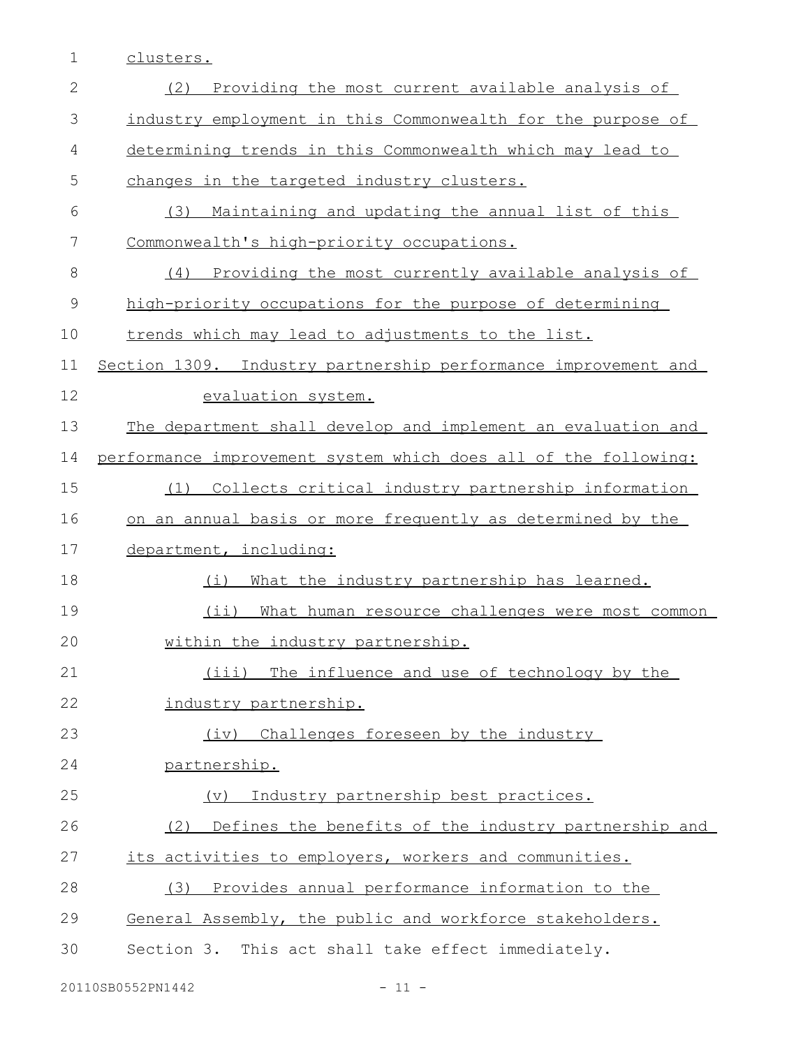clusters.

(2) Providing the most current available analysis of industry employment in this Commonwealth for the purpose of determining trends in this Commonwealth which may lead to changes in the targeted industry clusters.

(3) Maintaining and updating the annual list of this Commonwealth's high-priority occupations.

(4) Providing the most currently available analysis of high-priority occupations for the purpose of determining trends which may lead to adjustments to the list.

Section 1309. Industry partnership performance improvement and evaluation system.

The department shall develop and implement an evaluation and performance improvement system which does all of the following:

(1) Collects critical industry partnership information on an annual basis or more frequently as determined by the department, including:

(i) What the industry partnership has learned.

(ii) What human resource challenges were most common within the industry partnership.

(iii) The influence and use of technology by the industry partnership.

(iv) Challenges foreseen by the industry partnership.

(v) Industry partnership best practices.

(2) Defines the benefits of the industry partnership and its activities to employers, workers and communities.

(3) Provides annual performance information to the General Assembly, the public and workforce stakeholders.

Section 3. This act shall take effect immediately.